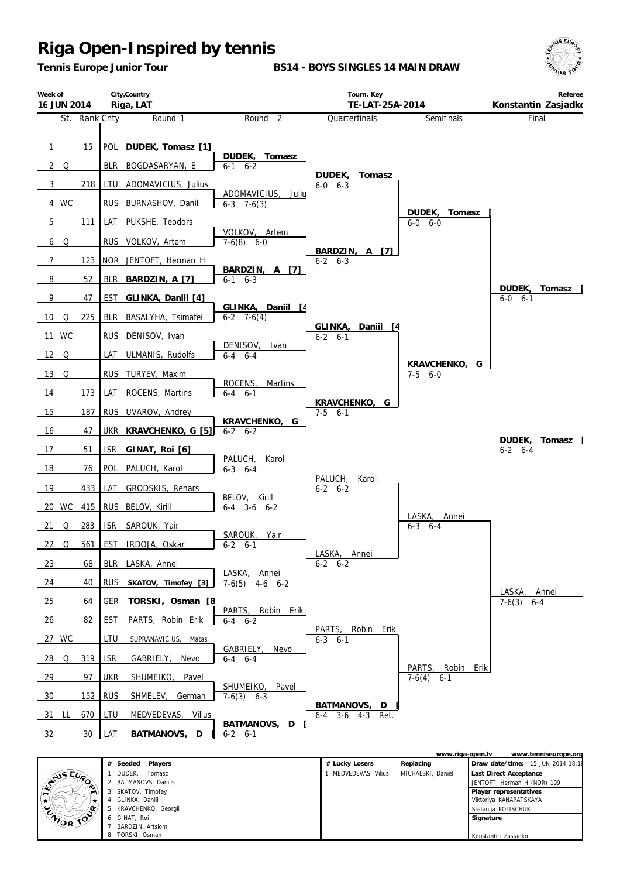# Riga Open-Inspired by tennis

**Tennis Europe Junior Tour**

**BS14 - BOYS SINGLES 14 MAIN DRAW**

| Week of | City,Country | Tourn. Key | Referee |
|---|---|---|---|
| 16 JUN 2014 | Riga, LAT | TE-LAT-25A-2014 | Konstantin Zasjadko |

| St. | Rank | Cnty | Round 1 | Round 2 | Quarterfinals | Semifinals | Final |
|---|---|---|---|---|---|---|---|
| 1 | 15 | POL | **DUDEK, Tomasz [1]** | | | | |
| 2 Q | | BLR | BOGDASARYAN, E | **DUDEK, Tomasz** 6-1 6-2 | | | |
| 3 | 218 | LTU | ADOMAVICIUS, Julius | | **DUDEK, Tomasz** 6-0 6-3 | | |
| 4 WC | | RUS | BURNASHOV, Danil | ADOMAVICIUS, Juliu 6-3 7-6(3) | | | |
| 5 | 111 | LAT | PUKSHE, Teodors | | | **DUDEK, Tomasz [** 6-0 6-0 | |
| 6 Q | | RUS | VOLKOV, Artem | VOLKOV, Artem 7-6(8) 6-0 | | | |
| 7 | 123 | NOR | JENTOFT, Herman H | | **BARDZIN, A [7]** 6-2 6-3 | | |
| 8 | 52 | BLR | **BARDZIN, A [7]** | **BARDZIN, A [7]** 6-1 6-3 | | | |
| 9 | 47 | EST | **GLINKA, Daniil [4]** | | | | **DUDEK, Tomasz [** 6-0 6-1 |
| 10 Q | 225 | BLR | BASALYHA, Tsimafei | **GLINKA, Daniil [4** 6-2 7-6(4) | | | |
| 11 WC | | RUS | DENISOV, Ivan | | **GLINKA, Daniil [4** 6-2 6-1 | | |
| 12 Q | | LAT | ULMANIS, Rudolfs | DENISOV, Ivan 6-4 6-4 | | | |
| 13 Q | | RUS | TURYEV, Maxim | | | **KRAVCHENKO, G** 7-5 6-0 | |
| 14 | 173 | LAT | ROCENS, Martins | ROCENS, Martins 6-4 6-1 | | | |
| 15 | 187 | RUS | UVAROV, Andrey | | **KRAVCHENKO, G** 7-5 6-1 | | |
| 16 | 47 | UKR | **KRAVCHENKO, G [5]** | **KRAVCHENKO, G** 6-2 6-2 | | | |
| 17 | 51 | ISR | **GINAT, Roi [6]** | | | | |
| 18 | 76 | POL | PALUCH, Karol | PALUCH, Karol 6-3 6-4 | | | |
| 19 | 433 | LAT | GRODSKIS, Renars | | PALUCH, Karol 6-2 6-2 | | |
| 20 WC | 415 | RUS | BELOV, Kirill | BELOV, Kirill 6-4 3-6 6-2 | | | |
| 21 Q | 283 | ISR | SAROUK, Yair | | | LASKA, Annei 6-3 6-4 | |
| 22 Q | 561 | EST | IRDOJA, Oskar | SAROUK, Yair 6-2 6-1 | | | |
| 23 | 68 | BLR | LASKA, Annei | | LASKA, Annei 6-2 6-2 | | |
| 24 | 40 | RUS | **SKATOV, Timofey [3]** | LASKA, Annei 7-6(5) 4-6 6-2 | | | |
| 25 | 64 | GER | **TORSKI, Osman [8** | | | | LASKA, Annei 7-6(3) 6-4 |
| 26 | 82 | EST | PARTS, Robin Erik | PARTS, Robin Erik 6-4 6-2 | | | |
| 27 WC | | LTU | SUPRANAVICIUS, Matas | | PARTS, Robin Erik 6-3 6-1 | | |
| 28 Q | 319 | ISR | GABRIELY, Nevo | GABRIELY, Nevo 6-4 6-4 | | | |
| 29 | 97 | UKR | SHUMEIKO, Pavel | | | PARTS, Robin Erik 7-6(4) 6-1 | |
| 30 | 152 | RUS | SHMELEV, German | SHUMEIKO, Pavel 7-6(3) 6-3 | | | |
| 31 LL | 670 | LTU | MEDVEDEVAS, Vilius | | **BATMANOVS, D [** 6-4 3-6 4-3 Ret. | | |
| 32 | 30 | LAT | **BATMANOVS, D [** | **BATMANOVS, D [** 6-2 6-1 | | | |

**Winner:** **DUDEK, Tomasz [** 6-2 6-4

www.riga-open.lv www.tenniseurope.org

| # | Seeded Players |
|---|---|
| 1 | DUDEK, Tomasz |
| 2 | BATMANOVS, Daniils |
| 3 | SKATOV, Timofey |
| 4 | GLINKA, Daniil |
| 5 | KRAVCHENKO, Georgii |
| 6 | GINAT, Roi |
| 7 | BARDZIN, Artsiom |
| 8 | TORSKI, Osman |

| # Lucky Losers | Replacing |
|---|---|
| 1 MEDVEDEVAS, Vilius | MICHALSKI, Daniel |

**Draw date/time:** 15 JUN 2014 18:18

**Last Direct Acceptance**
JENTOFT, Herman H (NOR) 199

**Player representatives**
Viktoriya KANAPATSKAYA
Stefanija POLISCHUK

**Signature**
Konstantin Zasjadko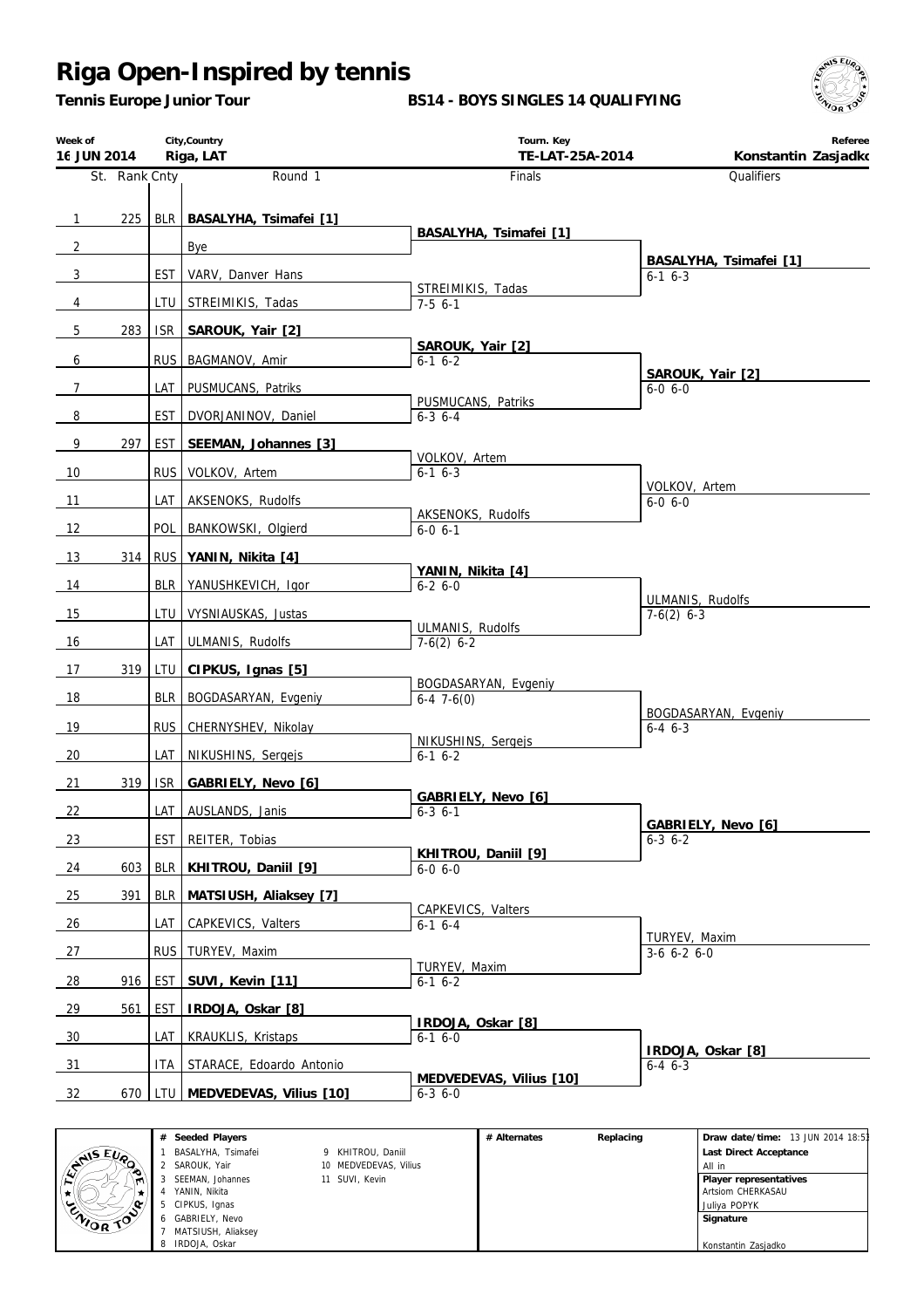# Riga Open-Inspired by tennis

**Tennis Europe Junior Tour**

**BS14 - BOYS SINGLES 14 QUALIFYING**

| Week of | City,Country | Tourn. Key | Referee |
|---|---|---|---|
| 16 JUN 2014 | Riga, LAT | TE-LAT-25A-2014 | Konstantin Zasjadko |

| St. | Rank | Cnty | Round 1 | Finals | Qualifiers |
|---|---|---|---|---|---|
| 1 | 225 | BLR | **BASALYHA, Tsimafei [1]** | **BASALYHA, Tsimafei [1]** | **BASALYHA, Tsimafei [1]** 6-1 6-3 |
| 2 | | | Bye | | |
| 3 | | EST | VARV, Danver Hans | STREIMIKIS, Tadas 7-5 6-1 | |
| 4 | | LTU | STREIMIKIS, Tadas | | |
| 5 | 283 | ISR | **SAROUK, Yair [2]** | **SAROUK, Yair [2]** 6-1 6-2 | **SAROUK, Yair [2]** 6-0 6-0 |
| 6 | | RUS | BAGMANOV, Amir | | |
| 7 | | LAT | PUSMUCANS, Patriks | PUSMUCANS, Patriks 6-3 6-4 | |
| 8 | | EST | DVORJANINOV, Daniel | | |
| 9 | 297 | EST | **SEEMAN, Johannes [3]** | VOLKOV, Artem 6-1 6-3 | VOLKOV, Artem 6-0 6-0 |
| 10 | | RUS | VOLKOV, Artem | | |
| 11 | | LAT | AKSENOKS, Rudolfs | AKSENOKS, Rudolfs 6-0 6-1 | |
| 12 | | POL | BANKOWSKI, Olgierd | | |
| 13 | 314 | RUS | **YANIN, Nikita [4]** | **YANIN, Nikita [4]** 6-2 6-0 | ULMANIS, Rudolfs 7-6(2) 6-3 |
| 14 | | BLR | YANUSHKEVICH, Igor | | |
| 15 | | LTU | VYSNIAUSKAS, Justas | ULMANIS, Rudolfs 7-6(2) 6-2 | |
| 16 | | LAT | ULMANIS, Rudolfs | | |
| 17 | 319 | LTU | **CIPKUS, Ignas [5]** | BOGDASARYAN, Evgeniy 6-4 7-6(0) | BOGDASARYAN, Evgeniy 6-4 6-3 |
| 18 | | BLR | BOGDASARYAN, Evgeniy | | |
| 19 | | RUS | CHERNYSHEV, Nikolay | NIKUSHINS, Sergejs 6-1 6-2 | |
| 20 | | LAT | NIKUSHINS, Sergejs | | |
| 21 | 319 | ISR | **GABRIELY, Nevo [6]** | **GABRIELY, Nevo [6]** 6-3 6-1 | **GABRIELY, Nevo [6]** 6-3 6-2 |
| 22 | | LAT | AUSLANDS, Janis | | |
| 23 | | EST | REITER, Tobias | **KHITROU, Daniil [9]** 6-0 6-0 | |
| 24 | 603 | BLR | **KHITROU, Daniil [9]** | | |
| 25 | 391 | BLR | **MATSIUSH, Aliaksey [7]** | CAPKEVICS, Valters 6-1 6-4 | TURYEV, Maxim 3-6 6-2 6-0 |
| 26 | | LAT | CAPKEVICS, Valters | | |
| 27 | | RUS | TURYEV, Maxim | TURYEV, Maxim 6-1 6-2 | |
| 28 | 916 | EST | **SUVI, Kevin [11]** | | |
| 29 | 561 | EST | **IRDOJA, Oskar [8]** | **IRDOJA, Oskar [8]** 6-1 6-0 | **IRDOJA, Oskar [8]** 6-4 6-3 |
| 30 | | LAT | KRAUKLIS, Kristaps | | |
| 31 | | ITA | STARACE, Edoardo Antonio | **MEDVEDEVAS, Vilius [10]** 6-3 6-0 | |
| 32 | 670 | LTU | **MEDVEDEVAS, Vilius [10]** | | |

| # | Seeded Players | # | Seeded Players |
|---|---|---|---|
| 1 | BASALYHA, Tsimafei | 9 | KHITROU, Daniil |
| 2 | SAROUK, Yair | 10 | MEDVEDEVAS, Vilius |
| 3 | SEEMAN, Johannes | 11 | SUVI, Kevin |
| 4 | YANIN, Nikita | | |
| 5 | CIPKUS, Ignas | | |
| 6 | GABRIELY, Nevo | | |
| 7 | MATSIUSH, Aliaksey | | |
| 8 | IRDOJA, Oskar | | |

| # Alternates | Replacing |
|---|---|
| | |

**Draw date/time:** 13 JUN 2014 18:53

**Last Direct Acceptance**
All in

**Player representatives**
Artsiom CHERKASAU
Juliya POPYK

**Signature**
Konstantin Zasjadko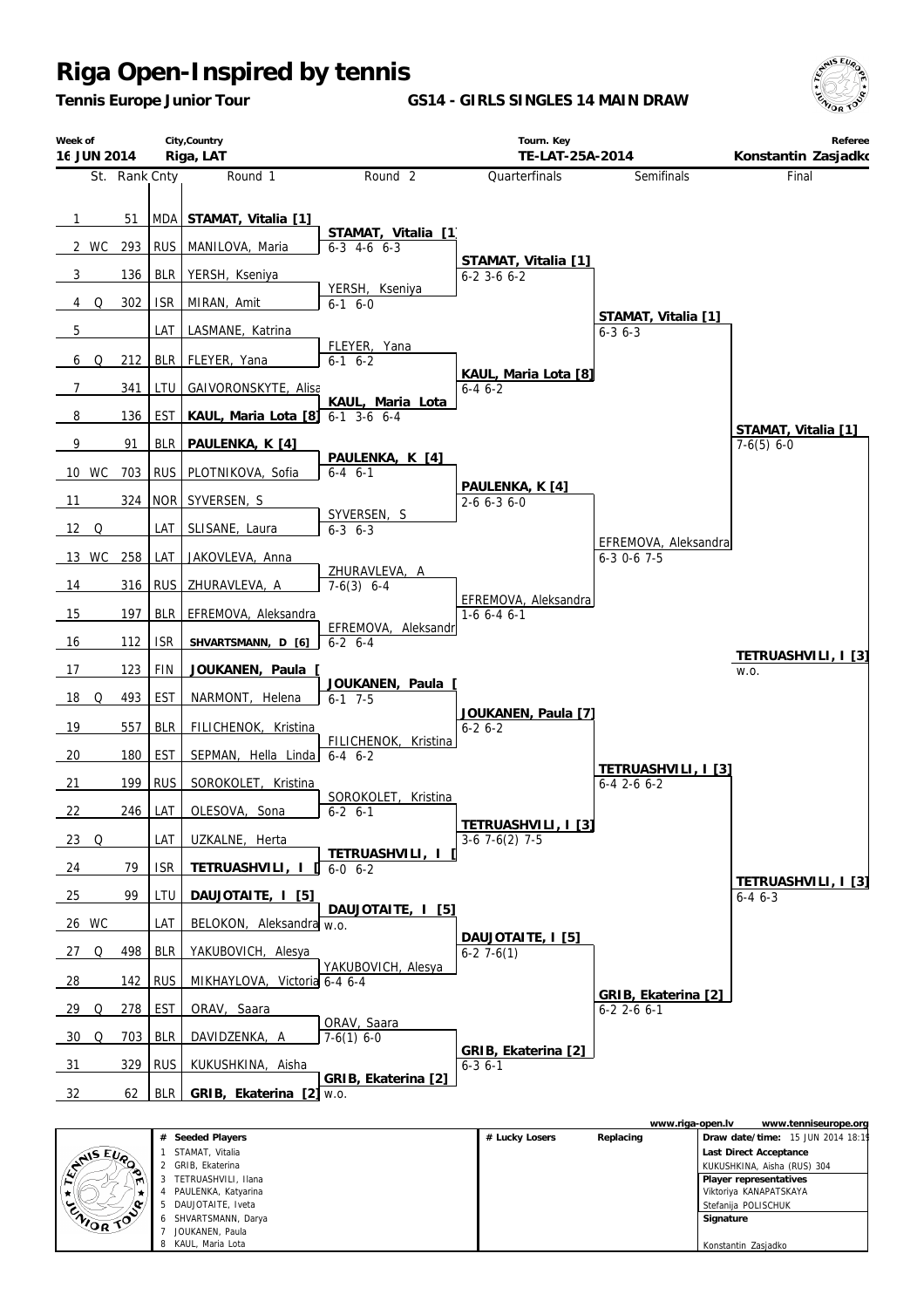# Riga Open-Inspired by tennis

**Tennis Europe Junior Tour**

**GS14 - GIRLS SINGLES 14 MAIN DRAW**

| Week of | City,Country | Tourn. Key | Referee |
|---|---|---|---|
| 16 JUN 2014 | Riga, LAT | TE-LAT-25A-2014 | Konstantin Zasjadko |

| # | St. | Rank | Cnty | Round 1 | Round 2 | Quarterfinals | Semifinals | Final |
|---|---|---|---|---|---|---|---|---|
| 1 | | 51 | MDA | **STAMAT, Vitalia [1]** | **STAMAT, Vitalia [1]** 6-3 4-6 6-3 | **STAMAT, Vitalia [1]** 6-2 3-6 6-2 | **STAMAT, Vitalia [1]** 6-3 6-3 | **STAMAT, Vitalia [1]** 7-6(5) 6-0 |
| 2 | WC | 293 | RUS | MANILOVA, Maria | | | | |
| 3 | | 136 | BLR | YERSH, Kseniya | YERSH, Kseniya 6-1 6-0 | | | |
| 4 | Q | 302 | ISR | MIRAN, Amit | | | | |
| 5 | | | LAT | LASMANE, Katrina | FLEYER, Yana 6-1 6-2 | **KAUL, Maria Lota [8]** 6-4 6-2 | | |
| 6 | Q | 212 | BLR | FLEYER, Yana | | | | |
| 7 | | 341 | LTU | GAIVORONSKYTE, Alisa | **KAUL, Maria Lota** 6-1 3-6 6-4 | | | |
| 8 | | 136 | EST | **KAUL, Maria Lota [8]** | | | | |
| 9 | | 91 | BLR | **PAULENKA, K [4]** | **PAULENKA, K [4]** 6-4 6-1 | **PAULENKA, K [4]** 2-6 6-3 6-0 | EFREMOVA, Aleksandra 6-3 0-6 7-5 | |
| 10 | WC | 703 | RUS | PLOTNIKOVA, Sofia | | | | |
| 11 | | 324 | NOR | SYVERSEN, S | SYVERSEN, S 6-3 6-3 | | | |
| 12 | Q | | LAT | SLISANE, Laura | | | | |
| 13 | WC | 258 | LAT | JAKOVLEVA, Anna | ZHURAVLEVA, A 7-6(3) 6-4 | EFREMOVA, Aleksandra 1-6 6-4 6-1 | | |
| 14 | | 316 | RUS | ZHURAVLEVA, A | | | | |
| 15 | | 197 | BLR | EFREMOVA, Aleksandra | EFREMOVA, Aleksandr 6-2 6-4 | | | |
| 16 | | 112 | ISR | **SHVARTSMANN, D [6]** | | | | **TETRUASHVILI, I [3]** w.o. |
| 17 | | 123 | FIN | **JOUKANEN, Paula [** | **JOUKANEN, Paula [** 6-1 7-5 | **JOUKANEN, Paula [7]** 6-2 6-2 | **TETRUASHVILI, I [3]** 6-4 2-6 6-2 | |
| 18 | Q | 493 | EST | NARMONT, Helena | | | | |
| 19 | | 557 | BLR | FILICHENOK, Kristina | FILICHENOK, Kristina 6-4 6-2 | | | |
| 20 | | 180 | EST | SEPMAN, Hella Linda | | | | |
| 21 | | 199 | RUS | SOROKOLET, Kristina | SOROKOLET, Kristina 6-2 6-1 | **TETRUASHVILI, I [3]** 3-6 7-6(2) 7-5 | | |
| 22 | | 246 | LAT | OLESOVA, Sona | | | | |
| 23 | Q | | LAT | UZKALNE, Herta | **TETRUASHVILI, I [** 6-0 6-2 | | | |
| 24 | | 79 | ISR | **TETRUASHVILI, I [** | | | | **TETRUASHVILI, I [3]** 6-4 6-3 |
| 25 | | 99 | LTU | **DAUJOTAITE, I [5]** | **DAUJOTAITE, I [5]** w.o. | **DAUJOTAITE, I [5]** 6-2 7-6(1) | **GRIB, Ekaterina [2]** 6-2 2-6 6-1 | |
| 26 | WC | | LAT | BELOKON, Aleksandra | | | | |
| 27 | Q | 498 | BLR | YAKUBOVICH, Alesya | YAKUBOVICH, Alesya 6-4 6-4 | | | |
| 28 | | 142 | RUS | MIKHAYLOVA, Victoria | | | | |
| 29 | Q | 278 | EST | ORAV, Saara | ORAV, Saara 7-6(1) 6-0 | **GRIB, Ekaterina [2]** 6-3 6-1 | | |
| 30 | Q | 703 | BLR | DAVIDZENKA, A | | | | |
| 31 | | 329 | RUS | KUKUSHKINA, Aisha | **GRIB, Ekaterina [2]** w.o. | | | |
| 32 | | 62 | BLR | **GRIB, Ekaterina [2]** | | | | |

www.riga-open.lv www.tenniseurope.org

| # | Seeded Players |
|---|---|
| 1 | STAMAT, Vitalia |
| 2 | GRIB, Ekaterina |
| 3 | TETRUASHVILI, Ilana |
| 4 | PAULENKA, Katyarina |
| 5 | DAUJOTAITE, Iveta |
| 6 | SHVARTSMANN, Darya |
| 7 | JOUKANEN, Paula |
| 8 | KAUL, Maria Lota |

| # Lucky Losers | Replacing |
|---|---|
| | |

**Draw date/time:** 15 JUN 2014 18:19

**Last Direct Acceptance**
KUKUSHKINA, Aisha (RUS) 304

**Player representatives**
Viktoriya KANAPATSKAYA
Stefanija POLISCHUK

**Signature**
Konstantin Zasjadko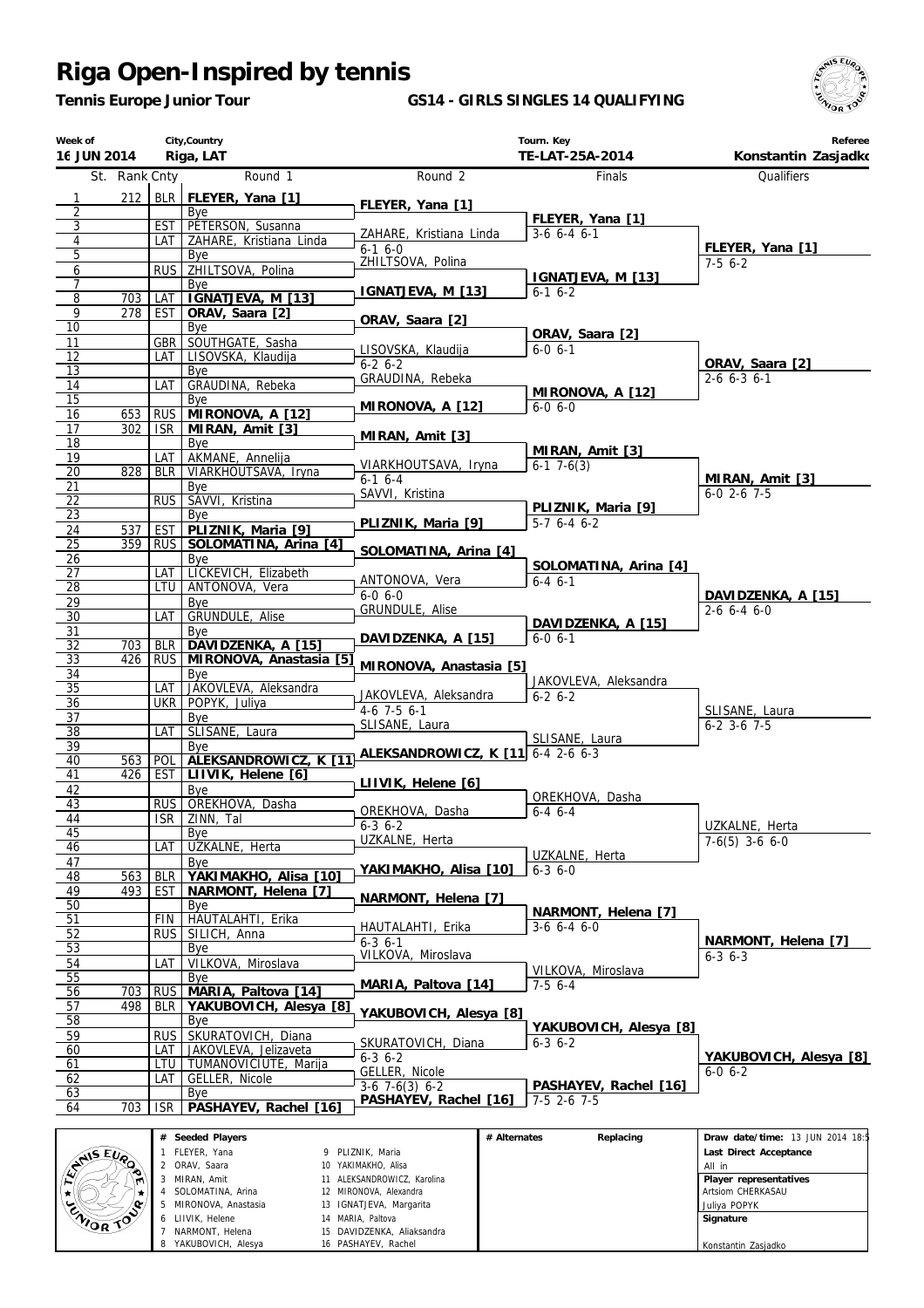# Riga Open-Inspired by tennis

**Tennis Europe Junior Tour**

**GS14 - GIRLS SINGLES 14 QUALIFYING**

| Week of | City,Country | Tourn. Key | Referee |
|---|---|---|---|
| 16 JUN 2014 | Riga, LAT | TE-LAT-25A-2014 | Konstantin Zasjadko |

| St. | Rank | Cnty | Round 1 | Round 2 | Finals | Qualifiers |
|---|---|---|---|---|---|---|
| 1 | 212 | BLR | **FLEYER, Yana [1]** | **FLEYER, Yana [1]** | | |
| 2 | | | Bye | | **FLEYER, Yana [1]** | |
| 3 | | EST | PETERSON, Susanna | ZAHARE, Kristiana Linda | 3-6 6-4 6-1 | |
| 4 | | LAT | ZAHARE, Kristiana Linda | 6-1 6-0 | | **FLEYER, Yana [1]** |
| 5 | | | Bye | ZHILTSOVA, Polina | | 7-5 6-2 |
| 6 | | RUS | ZHILTSOVA, Polina | | **IGNATJEVA, M [13]** | |
| 7 | | | Bye | **IGNATJEVA, M [13]** | 6-1 6-2 | |
| 8 | 703 | LAT | **IGNATJEVA, M [13]** | | | |
| 9 | 278 | EST | **ORAV, Saara [2]** | **ORAV, Saara [2]** | | |
| 10 | | | Bye | | **ORAV, Saara [2]** | |
| 11 | | GBR | SOUTHGATE, Sasha | LISOVSKA, Klaudija | 6-0 6-1 | |
| 12 | | LAT | LISOVSKA, Klaudija | 6-2 6-2 | | **ORAV, Saara [2]** |
| 13 | | | Bye | GRAUDINA, Rebeka | | 2-6 6-3 6-1 |
| 14 | | LAT | GRAUDINA, Rebeka | | **MIRONOVA, A [12]** | |
| 15 | | | Bye | **MIRONOVA, A [12]** | 6-0 6-0 | |
| 16 | 653 | RUS | **MIRONOVA, A [12]** | | | |
| 17 | 302 | ISR | **MIRAN, Amit [3]** | **MIRAN, Amit [3]** | | |
| 18 | | | Bye | | **MIRAN, Amit [3]** | |
| 19 | | LAT | AKMANE, Annelija | VIARKHOUTSAVA, Iryna | 6-1 7-6(3) | |
| 20 | 828 | BLR | VIARKHOUTSAVA, Iryna | 6-1 6-4 | | **MIRAN, Amit [3]** |
| 21 | | | Bye | SAVVI, Kristina | | 6-0 2-6 7-5 |
| 22 | | RUS | SAVVI, Kristina | | **PLIZNIK, Maria [9]** | |
| 23 | | | Bye | **PLIZNIK, Maria [9]** | 5-7 6-4 6-2 | |
| 24 | 537 | EST | **PLIZNIK, Maria [9]** | | | |
| 25 | 359 | RUS | **SOLOMATINA, Arina [4]** | **SOLOMATINA, Arina [4]** | | |
| 26 | | | Bye | | **SOLOMATINA, Arina [4]** | |
| 27 | | LAT | LICKEVICH, Elizabeth | ANTONOVA, Vera | 6-4 6-1 | |
| 28 | | LTU | ANTONOVA, Vera | 6-0 6-0 | | **DAVIDZENKA, A [15]** |
| 29 | | | Bye | GRUNDULE, Alise | | 2-6 6-4 6-0 |
| 30 | | LAT | GRUNDULE, Alise | | **DAVIDZENKA, A [15]** | |
| 31 | | | Bye | **DAVIDZENKA, A [15]** | 6-0 6-1 | |
| 32 | 703 | BLR | **DAVIDZENKA, A [15]** | | | |
| 33 | 426 | RUS | **MIRONOVA, Anastasia [5]** | **MIRONOVA, Anastasia [5]** | | |
| 34 | | | Bye | | JAKOVLEVA, Aleksandra | |
| 35 | | LAT | JAKOVLEVA, Aleksandra | JAKOVLEVA, Aleksandra | 6-2 6-2 | |
| 36 | | UKR | POPYK, Juliya | 4-6 7-5 6-1 | | SLISANE, Laura |
| 37 | | | Bye | SLISANE, Laura | | 6-2 3-6 7-5 |
| 38 | | LAT | SLISANE, Laura | | SLISANE, Laura | |
| 39 | | | Bye | **ALEKSANDROWICZ, K [11]** | 6-4 2-6 6-3 | |
| 40 | 563 | POL | **ALEKSANDROWICZ, K [11]** | | | |
| 41 | 426 | EST | **LIIVIK, Helene [6]** | **LIIVIK, Helene [6]** | | |
| 42 | | | Bye | | OREKHOVA, Dasha | |
| 43 | | RUS | OREKHOVA, Dasha | OREKHOVA, Dasha | 6-4 6-4 | |
| 44 | | ISR | ZINN, Tal | 6-3 6-2 | | UZKALNE, Herta |
| 45 | | | Bye | UZKALNE, Herta | | 7-6(5) 3-6 6-0 |
| 46 | | LAT | UZKALNE, Herta | | UZKALNE, Herta | |
| 47 | | | Bye | **YAKIMAKHO, Alisa [10]** | 6-3 6-0 | |
| 48 | 563 | BLR | **YAKIMAKHO, Alisa [10]** | | | |
| 49 | 493 | EST | **NARMONT, Helena [7]** | **NARMONT, Helena [7]** | | |
| 50 | | | Bye | | **NARMONT, Helena [7]** | |
| 51 | | FIN | HAUTALAHTI, Erika | HAUTALAHTI, Erika | 3-6 6-4 6-0 | |
| 52 | | RUS | SILICH, Anna | 6-3 6-1 | | **NARMONT, Helena [7]** |
| 53 | | | Bye | VILKOVA, Miroslava | | 6-3 6-3 |
| 54 | | LAT | VILKOVA, Miroslava | | VILKOVA, Miroslava | |
| 55 | | | Bye | **MARIA, Paltova [14]** | 7-5 6-4 | |
| 56 | 703 | RUS | **MARIA, Paltova [14]** | | | |
| 57 | 498 | BLR | **YAKUBOVICH, Alesya [8]** | **YAKUBOVICH, Alesya [8]** | | |
| 58 | | | Bye | | **YAKUBOVICH, Alesya [8]** | |
| 59 | | RUS | SKURATOVICH, Diana | SKURATOVICH, Diana | 6-3 6-2 | |
| 60 | | LAT | JAKOVLEVA, Jelizaveta | 6-3 6-2 | | **YAKUBOVICH, Alesya [8]** |
| 61 | | LTU | TUMANOVICIUTE, Marija | GELLER, Nicole | | 6-0 6-2 |
| 62 | | LAT | GELLER, Nicole | 3-6 7-6(3) 6-2 | **PASHAYEV, Rachel [16]** | |
| 63 | | | Bye | **PASHAYEV, Rachel [16]** | 7-5 2-6 7-5 | |
| 64 | 703 | ISR | **PASHAYEV, Rachel [16]** | | | |

| # | Seeded Players | # | Seeded Players |
|---|---|---|---|
| 1 | FLEYER, Yana | 9 | PLIZNIK, Maria |
| 2 | ORAV, Saara | 10 | YAKIMAKHO, Alisa |
| 3 | MIRAN, Amit | 11 | ALEKSANDROWICZ, Karolina |
| 4 | SOLOMATINA, Arina | 12 | MIRONOVA, Alexandra |
| 5 | MIRONOVA, Anastasia | 13 | IGNATJEVA, Margarita |
| 6 | LIIVIK, Helene | 14 | MARIA, Paltova |
| 7 | NARMONT, Helena | 15 | DAVIDZENKA, Aliaksandra |
| 8 | YAKUBOVICH, Alesya | 16 | PASHAYEV, Rachel |

| # Alternates | Replacing |
|---|---|
| | |

**Draw date/time:** 13 JUN 2014 18:5

**Last Direct Acceptance**
All in

**Player representatives**
Artsiom CHERKASAU
Juliya POPYK

**Signature**
Konstantin Zasjadko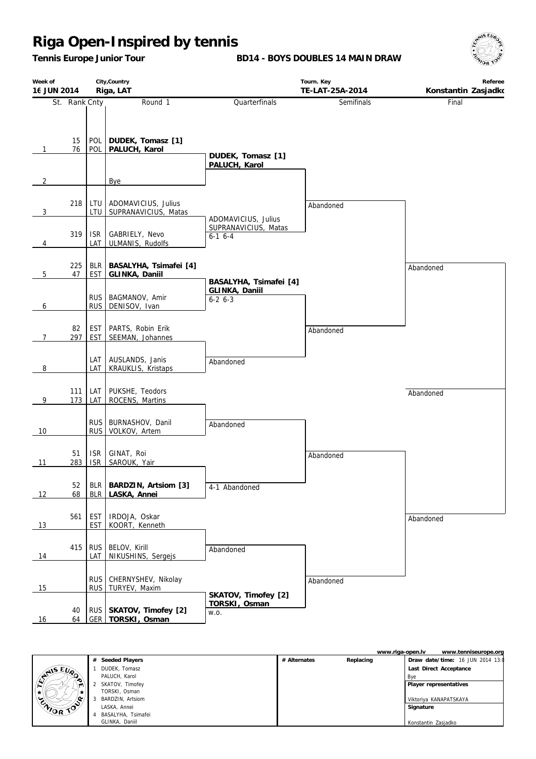# Riga Open-Inspired by tennis

**Tennis Europe Junior Tour**

**BD14 - BOYS DOUBLES 14 MAIN DRAW**

| Week of | City,Country | Tourn. Key | Referee |
|---|---|---|---|
| 16 JUN 2014 | Riga, LAT | TE-LAT-25A-2014 | Konstantin Zasjadko |

| St. | Rank | Cnty | Round 1 | Quarterfinals | Semifinals | Final |
|---|---|---|---|---|---|---|
| 1 | 15 / 76 | POL / POL | **DUDEK, Tomasz [1]** / **PALUCH, Karol** | | | |
| | | | | **DUDEK, Tomasz [1]** / **PALUCH, Karol** | | |
| 2 | | | Bye | | | |
| | | | | | Abandoned | |
| 3 | 218 | LTU / LTU | ADOMAVICIUS, Julius / SUPRANAVICIUS, Matas | | | |
| | | | | ADOMAVICIUS, Julius / SUPRANAVICIUS, Matas 6-1 6-4 | | |
| 4 | 319 | ISR / LAT | GABRIELY, Nevo / ULMANIS, Rudolfs | | | |
| | | | | | | Abandoned |
| 5 | 225 / 47 | BLR / EST | **BASALYHA, Tsimafei [4]** / **GLINKA, Daniil** | | | |
| | | | | **BASALYHA, Tsimafei [4]** / **GLINKA, Daniil** 6-2 6-3 | | |
| 6 | | RUS / RUS | BAGMANOV, Amir / DENISOV, Ivan | | | |
| | | | | | Abandoned | |
| 7 | 82 / 297 | EST / EST | PARTS, Robin Erik / SEEMAN, Johannes | | | |
| | | | | Abandoned | | |
| 8 | | LAT / LAT | AUSLANDS, Janis / KRAUKLIS, Kristaps | | | |
| | | | | | | Abandoned |
| 9 | 111 / 173 | LAT / LAT | PUKSHE, Teodors / ROCENS, Martins | | | |
| | | | | Abandoned | | |
| 10 | | RUS / RUS | BURNASHOV, Danil / VOLKOV, Artem | | | |
| | | | | | Abandoned | |
| 11 | 51 / 283 | ISR / ISR | GINAT, Roi / SAROUK, Yair | | | |
| | | | | 4-1 Abandoned | | |
| 12 | 52 / 68 | BLR / BLR | **BARDZIN, Artsiom [3]** / **LASKA, Annei** | | | |
| | | | | | | Abandoned |
| 13 | 561 | EST / EST | IRDOJA, Oskar / KOORT, Kenneth | | | |
| | | | | Abandoned | | |
| 14 | 415 | RUS / LAT | BELOV, Kirill / NIKUSHINS, Sergejs | | | |
| | | | | | Abandoned | |
| 15 | | RUS / RUS | CHERNYSHEV, Nikolay / TURYEV, Maxim | | | |
| | | | | **SKATOV, Timofey [2]** / **TORSKI, Osman** w.o. | | |
| 16 | 40 / 64 | RUS / GER | **SKATOV, Timofey [2]** / **TORSKI, Osman** | | | |

www.riga-open.lv www.tenniseurope.org

| # | Seeded Players | # Alternates | Replacing | |
|---|---|---|---|---|
| 1 | DUDEK, Tomasz / PALUCH, Karol | | | **Draw date/time:** 16 JUN 2014 13:0 |
| 2 | SKATOV, Timofey / TORSKI, Osman | | | **Last Direct Acceptance** Bye |
| 3 | BARDZIN, Artsiom / LASKA, Annei | | | **Player representatives** Viktoriya KANAPATSKAYA |
| 4 | BASALYHA, Tsimafei / GLINKA, Daniil | | | **Signature** Konstantin Zasjadko |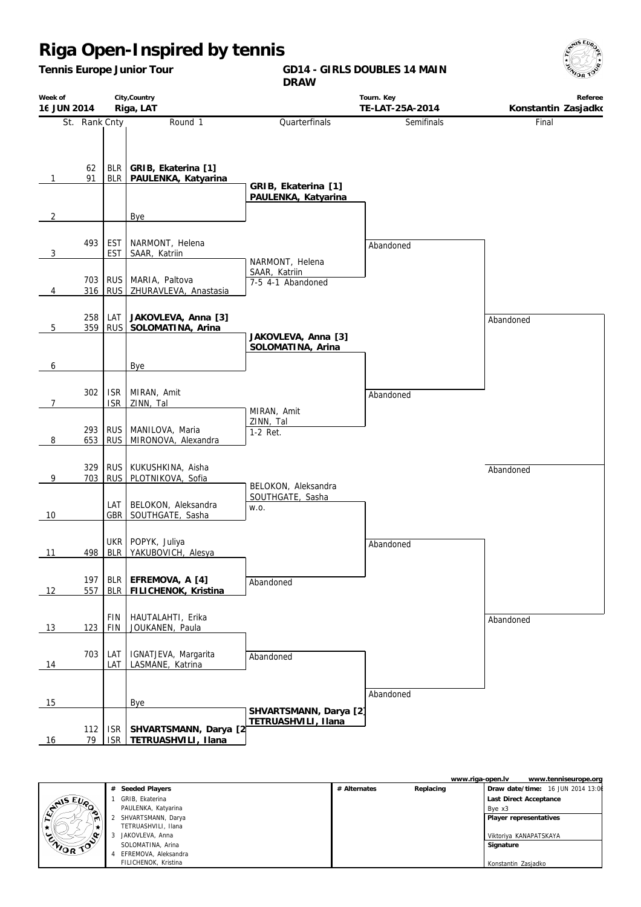# Riga Open-Inspired by tennis

**Tennis Europe Junior Tour**

**GD14 - GIRLS DOUBLES 14 MAIN DRAW**

| Week of | City,Country | Tourn. Key | Referee |
|---|---|---|---|
| 16 JUN 2014 | Riga, LAT | TE-LAT-25A-2014 | Konstantin Zasjadko |

| St. | Rank | Cnty | Round 1 | Quarterfinals | Semifinals | Final |
|---|---|---|---|---|---|---|
| 1 | 62 / 91 | BLR / BLR | **GRIB, Ekaterina [1]** / **PAULENKA, Katyarina** | **GRIB, Ekaterina [1]** / **PAULENKA, Katyarina** | | |
| 2 | | | Bye | | | |
| 3 | 493 | EST / EST | NARMONT, Helena / SAAR, Katriin | NARMONT, Helena / SAAR, Katriin 7-5 4-1 Abandoned | Abandoned | |
| 4 | 703 / 316 | RUS / RUS | MARIA, Paltova / ZHURAVLEVA, Anastasia | | | |
| 5 | 258 / 359 | LAT / RUS | **JAKOVLEVA, Anna [3]** / **SOLOMATINA, Arina** | **JAKOVLEVA, Anna [3]** / **SOLOMATINA, Arina** | | Abandoned |
| 6 | | | Bye | | | |
| 7 | 302 | ISR / ISR | MIRAN, Amit / ZINN, Tal | MIRAN, Amit / ZINN, Tal 1-2 Ret. | Abandoned | |
| 8 | 293 / 653 | RUS / RUS | MANILOVA, Maria / MIRONOVA, Alexandra | | | |
| 9 | 329 / 703 | RUS / RUS | KUKUSHKINA, Aisha / PLOTNIKOVA, Sofia | BELOKON, Aleksandra / SOUTHGATE, Sasha w.o. | | Abandoned |
| 10 | | LAT / GBR | BELOKON, Aleksandra / SOUTHGATE, Sasha | | | |
| 11 | 498 | UKR / BLR | POPYK, Juliya / YAKUBOVICH, Alesya | Abandoned | Abandoned | |
| 12 | 197 / 557 | BLR / BLR | **EFREMOVA, A [4]** / **FILICHENOK, Kristina** | | | |
| 13 | 123 | FIN / FIN | HAUTALAHTI, Erika / JOUKANEN, Paula | Abandoned | | Abandoned |
| 14 | 703 | LAT / LAT | IGNATJEVA, Margarita / LASMANE, Katrina | | | |
| 15 | | | Bye | **SHVARTSMANN, Darya [2]** / **TETRUASHVILI, Ilana** | Abandoned | |
| 16 | 112 / 79 | ISR / ISR | **SHVARTSMANN, Darya [2]** / **TETRUASHVILI, Ilana** | | | |

www.riga-open.lv www.tenniseurope.org

| # | Seeded Players | # Alternates | Replacing | |
|---|---|---|---|---|
| 1 | GRIB, Ekaterina / PAULENKA, Katyarina | | | **Draw date/time:** 16 JUN 2014 13:06 |
| 2 | SHVARTSMANN, Darya / TETRUASHVILI, Ilana | | | **Last Direct Acceptance:** Bye x3 |
| 3 | JAKOVLEVA, Anna / SOLOMATINA, Arina | | | **Player representatives:** Viktoriya KANAPATSKAYA |
| 4 | EFREMOVA, Aleksandra / FILICHENOK, Kristina | | | **Signature:** Konstantin Zasjadko |